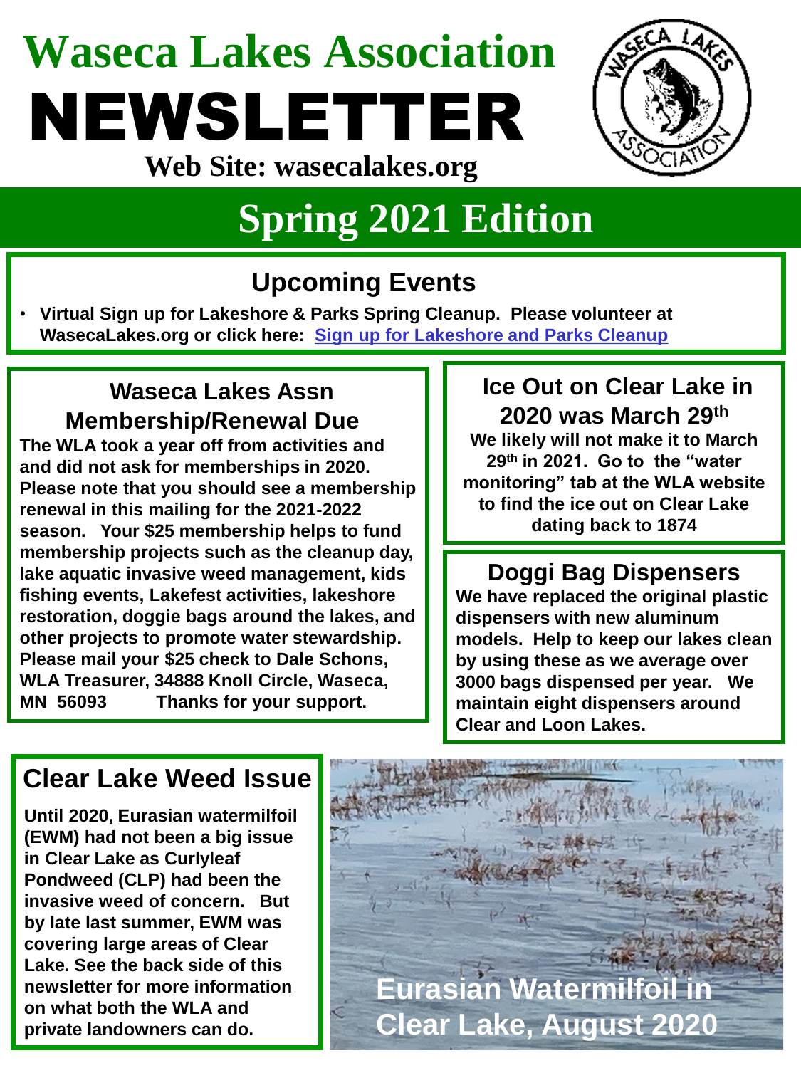# Waseca Lakes Association

# NEWSLETTER

**Web Site: wasecalakes.org**

## Spring 2021 Edition

## Upcoming Events

- **Virtual Sign up for Lakeshore & Parks Spring Cleanup. Please volunteer at WasecaLakes.org or click here: [Sign up for Lakeshore and Parks Cleanup]**

## Waseca Lakes Assn Membership/Renewal Due

**The WLA took a year off from activities and and did not ask for memberships in 2020. Please note that you should see a membership renewal in this mailing for the 2021-2022 season. Your $25 membership helps to fund membership projects such as the cleanup day, lake aquatic invasive weed management, kids fishing events, Lakefest activities, lakeshore restoration, doggie bags around the lakes, and other projects to promote water stewardship. Please mail your $25 check to Dale Schons, WLA Treasurer, 34888 Knoll Circle, Waseca, MN 56093 Thanks for your support.**

## Ice Out on Clear Lake in 2020 was March 29th

**We likely will not make it to March 29th in 2021. Go to the "water monitoring" tab at the WLA website to find the ice out on Clear Lake dating back to 1874**

## Doggi Bag Dispensers

**We have replaced the original plastic dispensers with new aluminum models. Help to keep our lakes clean by using these as we average over 3000 bags dispensed per year. We maintain eight dispensers around Clear and Loon Lakes.**

## Clear Lake Weed Issue

**Until 2020, Eurasian watermilfoil (EWM) had not been a big issue in Clear Lake as Curlyleaf Pondweed (CLP) had been the invasive weed of concern. But by late last summer, EWM was covering large areas of Clear Lake. See the back side of this newsletter for more information on what both the WLA and private landowners can do.**

Eurasian Watermilfoil in Clear Lake, August 2020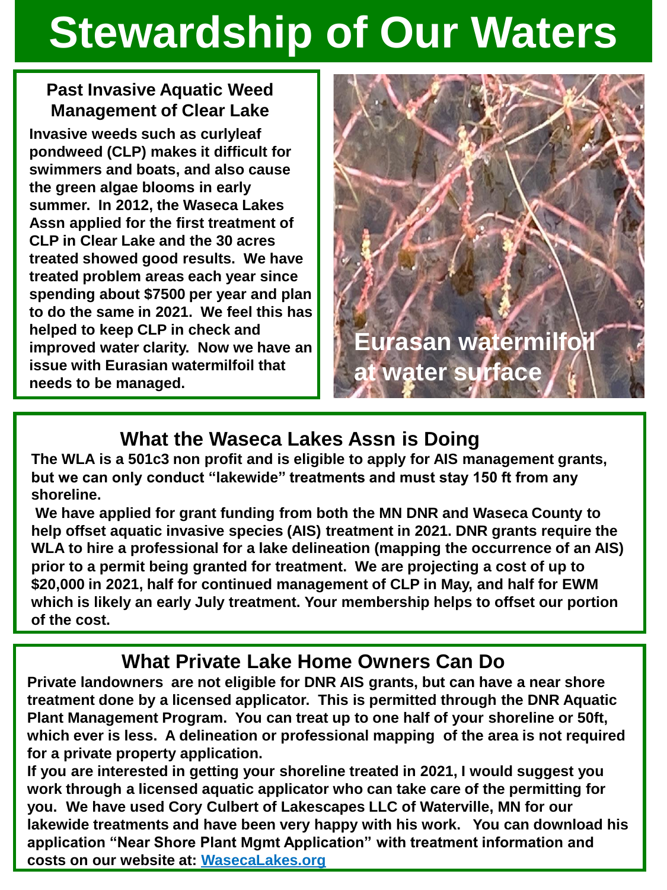# Stewardship of Our Waters

### Past Invasive Aquatic Weed Management of Clear Lake

**Invasive weeds such as curlyleaf pondweed (CLP) makes it difficult for swimmers and boats, and also cause the green algae blooms in early summer. In 2012, the Waseca Lakes Assn applied for the first treatment of CLP in Clear Lake and the 30 acres treated showed good results. We have treated problem areas each year since spending about $7500 per year and plan to do the same in 2021. We feel this has helped to keep CLP in check and improved water clarity. Now we have an issue with Eurasian watermilfoil that needs to be managed.**

**Eurasan watermilfoil at water surface**

## What the Waseca Lakes Assn is Doing

**The WLA is a 501c3 non profit and is eligible to apply for AIS management grants, but we can only conduct "lakewide" treatments and must stay 150 ft from any shoreline.**

**We have applied for grant funding from both the MN DNR and Waseca County to help offset aquatic invasive species (AIS) treatment in 2021. DNR grants require the WLA to hire a professional for a lake delineation (mapping the occurrence of an AIS) prior to a permit being granted for treatment. We are projecting a cost of up to $20,000 in 2021, half for continued management of CLP in May, and half for EWM which is likely an early July treatment. Your membership helps to offset our portion of the cost.**

## What Private Lake Home Owners Can Do

**Private landowners are not eligible for DNR AIS grants, but can have a near shore treatment done by a licensed applicator. This is permitted through the DNR Aquatic Plant Management Program. You can treat up to one half of your shoreline or 50ft, which ever is less. A delineation or professional mapping of the area is not required for a private property application.**

**If you are interested in getting your shoreline treated in 2021, I would suggest you work through a licensed aquatic applicator who can take care of the permitting for you. We have used Cory Culbert of Lakescapes LLC of Waterville, MN for our lakewide treatments and have been very happy with his work. You can download his application "Near Shore Plant Mgmt Application" with treatment information and costs on our website at: [WasecaLakes.org](WasecaLakes.org)**